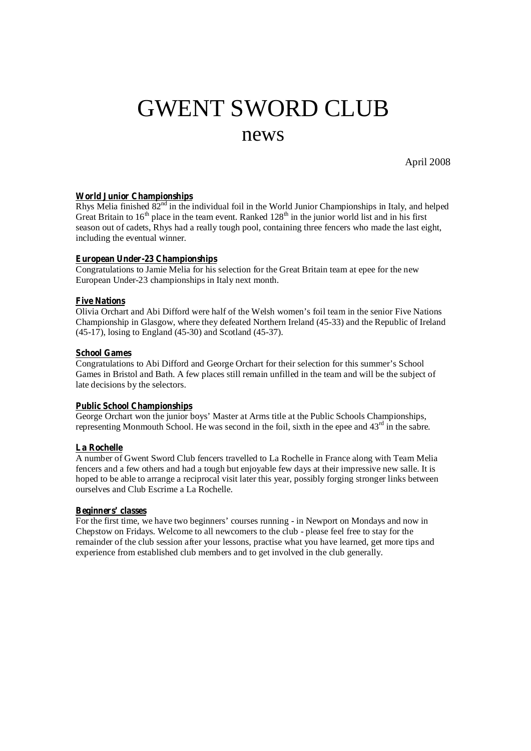# GWENT SWORD CLUB
## news

April 2008

**World Junior Championships**

Rhys Melia finished 82nd in the individual foil in the World Junior Championships in Italy, and helped Great Britain to 16th place in the team event. Ranked 128th in the junior world list and in his first season out of cadets, Rhys had a really tough pool, containing three fencers who made the last eight, including the eventual winner.

**European Under-23 Championships**

Congratulations to Jamie Melia for his selection for the Great Britain team at epee for the new European Under-23 championships in Italy next month.

**Five Nations**

Olivia Orchart and Abi Difford were half of the Welsh women's foil team in the senior Five Nations Championship in Glasgow, where they defeated Northern Ireland (45-33) and the Republic of Ireland (45-17), losing to England (45-30) and Scotland (45-37).

**School Games**

Congratulations to Abi Difford and George Orchart for their selection for this summer's School Games in Bristol and Bath. A few places still remain unfilled in the team and will be the subject of late decisions by the selectors.

**Public School Championships**

George Orchart won the junior boys' Master at Arms title at the Public Schools Championships, representing Monmouth School. He was second in the foil, sixth in the epee and 43rd in the sabre.

**La Rochelle**

A number of Gwent Sword Club fencers travelled to La Rochelle in France along with Team Melia fencers and a few others and had a tough but enjoyable few days at their impressive new salle. It is hoped to be able to arrange a reciprocal visit later this year, possibly forging stronger links between ourselves and Club Escrime a La Rochelle.

**Beginners' classes**

For the first time, we have two beginners' courses running - in Newport on Mondays and now in Chepstow on Fridays. Welcome to all newcomers to the club - please feel free to stay for the remainder of the club session after your lessons, practise what you have learned, get more tips and experience from established club members and to get involved in the club generally.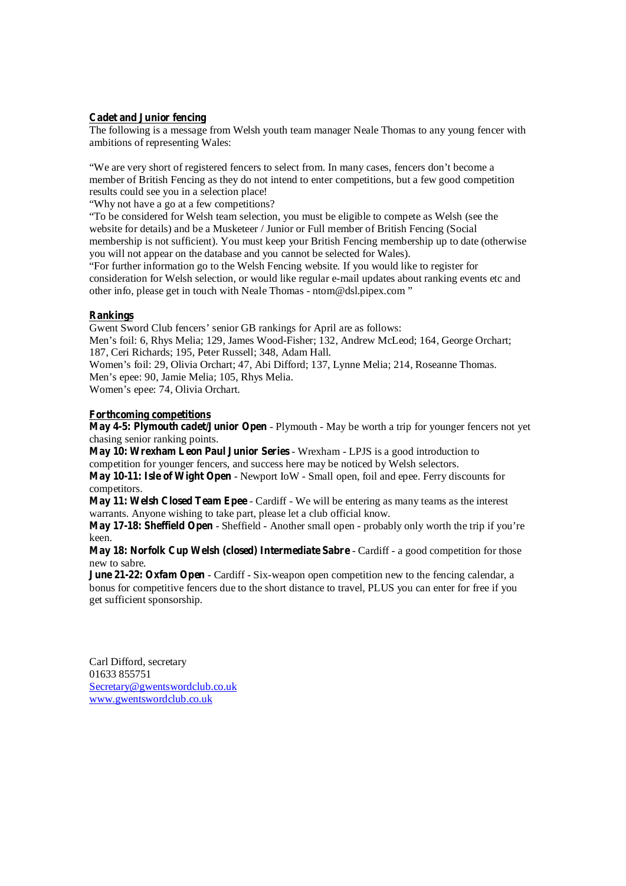## Cadet and Junior fencing

The following is a message from Welsh youth team manager Neale Thomas to any young fencer with ambitions of representing Wales:

"We are very short of registered fencers to select from. In many cases, fencers don't become a member of British Fencing as they do not intend to enter competitions, but a few good competition results could see you in a selection place!

"Why not have a go at a few competitions?

"To be considered for Welsh team selection, you must be eligible to compete as Welsh (see the website for details) and be a Musketeer / Junior or Full member of British Fencing (Social membership is not sufficient). You must keep your British Fencing membership up to date (otherwise you will not appear on the database and you cannot be selected for Wales).

"For further information go to the Welsh Fencing website. If you would like to register for consideration for Welsh selection, or would like regular e-mail updates about ranking events etc and other info, please get in touch with Neale Thomas - ntom@dsl.pipex.com "

## Rankings

Gwent Sword Club fencers' senior GB rankings for April are as follows:

Men's foil: 6, Rhys Melia; 129, James Wood-Fisher; 132, Andrew McLeod; 164, George Orchart; 187, Ceri Richards; 195, Peter Russell; 348, Adam Hall.

Women's foil: 29, Olivia Orchart; 47, Abi Difford; 137, Lynne Melia; 214, Roseanne Thomas.

Men's epee: 90, Jamie Melia; 105, Rhys Melia.

Women's epee: 74, Olivia Orchart.

## Forthcoming competitions

**May 4-5: Plymouth cadet/Junior Open** - Plymouth - May be worth a trip for younger fencers not yet chasing senior ranking points.

**May 10: Wrexham Leon Paul Junior Series** - Wrexham - LPJS is a good introduction to competition for younger fencers, and success here may be noticed by Welsh selectors.

**May 10-11: Isle of Wight Open** - Newport IoW - Small open, foil and epee. Ferry discounts for competitors.

**May 11: Welsh Closed Team Epee** - Cardiff - We will be entering as many teams as the interest warrants. Anyone wishing to take part, please let a club official know.

**May 17-18: Sheffield Open** - Sheffield - Another small open - probably only worth the trip if you're keen.

**May 18: Norfolk Cup Welsh (closed) Intermediate Sabre** - Cardiff - a good competition for those new to sabre.

**June 21-22: Oxfam Open** - Cardiff - Six-weapon open competition new to the fencing calendar, a bonus for competitive fencers due to the short distance to travel, PLUS you can enter for free if you get sufficient sponsorship.

Carl Difford, secretary
01633 855751
Secretary@gwentswordclub.co.uk
www.gwentswordclub.co.uk